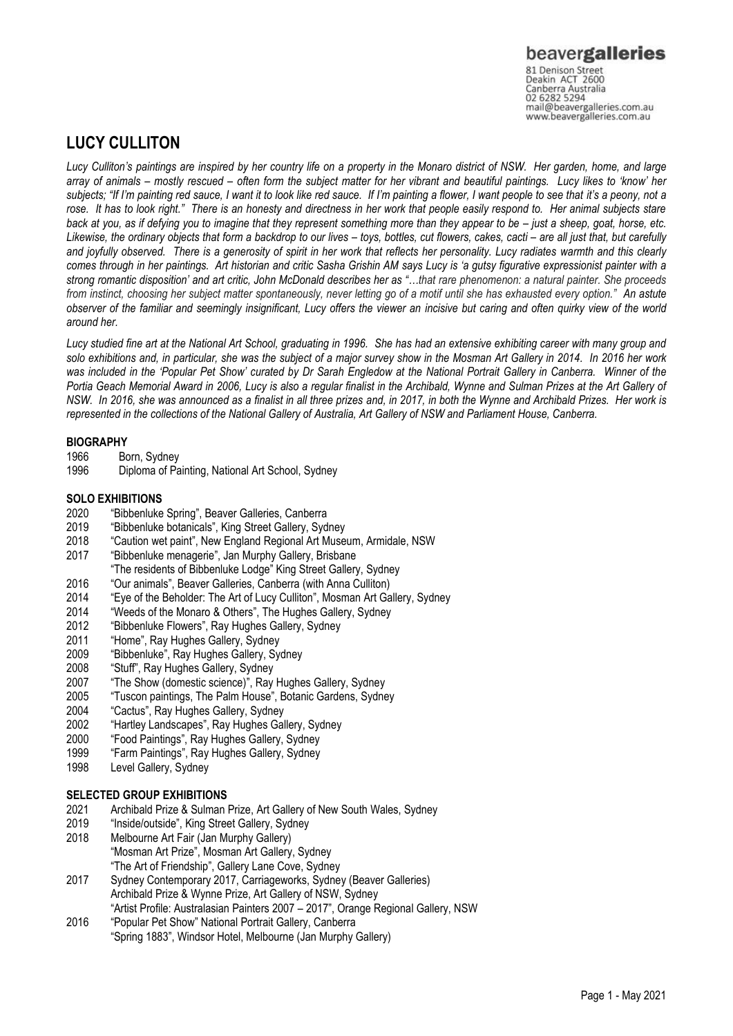beavergalleries
81 Denison Street
Deakin ACT 2600
Canberra Australia
02 6282 5294
mail@beavergalleries.com.au
www.beavergalleries.com.au

# LUCY CULLITON

*Lucy Culliton's paintings are inspired by her country life on a property in the Monaro district of NSW. Her garden, home, and large array of animals – mostly rescued – often form the subject matter for her vibrant and beautiful paintings. Lucy likes to 'know' her subjects; "If I'm painting red sauce, I want it to look like red sauce. If I'm painting a flower, I want people to see that it's a peony, not a rose. It has to look right." There is an honesty and directness in her work that people easily respond to. Her animal subjects stare back at you, as if defying you to imagine that they represent something more than they appear to be – just a sheep, goat, horse, etc. Likewise, the ordinary objects that form a backdrop to our lives – toys, bottles, cut flowers, cakes, cacti – are all just that, but carefully and joyfully observed. There is a generosity of spirit in her work that reflects her personality. Lucy radiates warmth and this clearly comes through in her paintings. Art historian and critic Sasha Grishin AM says Lucy is 'a gutsy figurative expressionist painter with a strong romantic disposition' and art critic, John McDonald describes her as "…that rare phenomenon: a natural painter. She proceeds from instinct, choosing her subject matter spontaneously, never letting go of a motif until she has exhausted every option." An astute observer of the familiar and seemingly insignificant, Lucy offers the viewer an incisive but caring and often quirky view of the world around her.*

*Lucy studied fine art at the National Art School, graduating in 1996. She has had an extensive exhibiting career with many group and solo exhibitions and, in particular, she was the subject of a major survey show in the Mosman Art Gallery in 2014. In 2016 her work was included in the 'Popular Pet Show' curated by Dr Sarah Engledow at the National Portrait Gallery in Canberra. Winner of the Portia Geach Memorial Award in 2006, Lucy is also a regular finalist in the Archibald, Wynne and Sulman Prizes at the Art Gallery of NSW. In 2016, she was announced as a finalist in all three prizes and, in 2017, in both the Wynne and Archibald Prizes. Her work is represented in the collections of the National Gallery of Australia, Art Gallery of NSW and Parliament House, Canberra.*

## BIOGRAPHY

1966 Born, Sydney
1996 Diploma of Painting, National Art School, Sydney

## SOLO EXHIBITIONS

2020 "Bibbenluke Spring", Beaver Galleries, Canberra
2019 "Bibbenluke botanicals", King Street Gallery, Sydney
2018 "Caution wet paint", New England Regional Art Museum, Armidale, NSW
2017 "Bibbenluke menagerie", Jan Murphy Gallery, Brisbane
"The residents of Bibbenluke Lodge" King Street Gallery, Sydney
2016 "Our animals", Beaver Galleries, Canberra (with Anna Culliton)
2014 "Eye of the Beholder: The Art of Lucy Culliton", Mosman Art Gallery, Sydney
2014 "Weeds of the Monaro & Others", The Hughes Gallery, Sydney
2012 "Bibbenluke Flowers", Ray Hughes Gallery, Sydney
2011 "Home", Ray Hughes Gallery, Sydney
2009 "Bibbenluke", Ray Hughes Gallery, Sydney
2008 "Stuff", Ray Hughes Gallery, Sydney
2007 "The Show (domestic science)", Ray Hughes Gallery, Sydney
2005 "Tuscon paintings, The Palm House", Botanic Gardens, Sydney
2004 "Cactus", Ray Hughes Gallery, Sydney
2002 "Hartley Landscapes", Ray Hughes Gallery, Sydney
2000 "Food Paintings", Ray Hughes Gallery, Sydney
1999 "Farm Paintings", Ray Hughes Gallery, Sydney
1998 Level Gallery, Sydney

## SELECTED GROUP EXHIBITIONS

2021 Archibald Prize & Sulman Prize, Art Gallery of New South Wales, Sydney
2019 "Inside/outside", King Street Gallery, Sydney
2018 Melbourne Art Fair (Jan Murphy Gallery)
"Mosman Art Prize", Mosman Art Gallery, Sydney
"The Art of Friendship", Gallery Lane Cove, Sydney
2017 Sydney Contemporary 2017, Carriageworks, Sydney (Beaver Galleries)
Archibald Prize & Wynne Prize, Art Gallery of NSW, Sydney
"Artist Profile: Australasian Painters 2007 – 2017", Orange Regional Gallery, NSW
2016 "Popular Pet Show" National Portrait Gallery, Canberra
"Spring 1883", Windsor Hotel, Melbourne (Jan Murphy Gallery)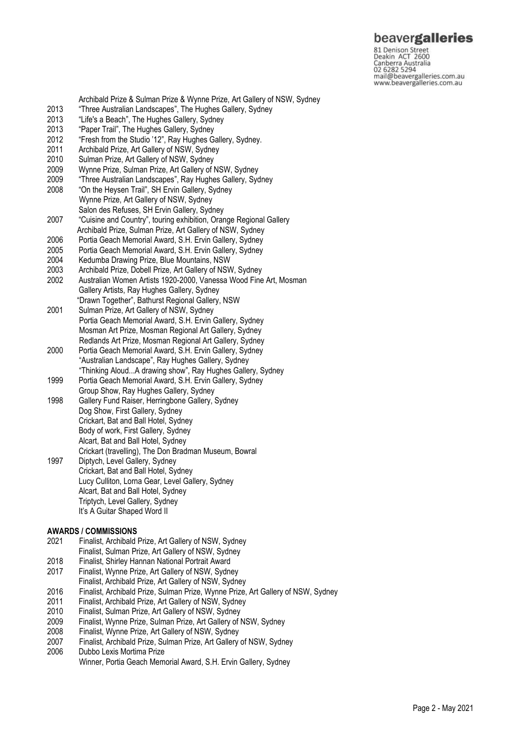Archibald Prize & Sulman Prize & Wynne Prize, Art Gallery of NSW, Sydney

2013 "Three Australian Landscapes", The Hughes Gallery, Sydney
2013 "Life's a Beach", The Hughes Gallery, Sydney
2013 "Paper Trail", The Hughes Gallery, Sydney
2012 "Fresh from the Studio '12", Ray Hughes Gallery, Sydney.
2011 Archibald Prize, Art Gallery of NSW, Sydney
2010 Sulman Prize, Art Gallery of NSW, Sydney
2009 Wynne Prize, Sulman Prize, Art Gallery of NSW, Sydney
2009 "Three Australian Landscapes", Ray Hughes Gallery, Sydney
2008 "On the Heysen Trail", SH Ervin Gallery, Sydney
Wynne Prize, Art Gallery of NSW, Sydney
Salon des Refuses, SH Ervin Gallery, Sydney
2007 "Cuisine and Country", touring exhibition, Orange Regional Gallery
Archibald Prize, Sulman Prize, Art Gallery of NSW, Sydney
2006 Portia Geach Memorial Award, S.H. Ervin Gallery, Sydney
2005 Portia Geach Memorial Award, S.H. Ervin Gallery, Sydney
2004 Kedumba Drawing Prize, Blue Mountains, NSW
2003 Archibald Prize, Dobell Prize, Art Gallery of NSW, Sydney
2002 Australian Women Artists 1920-2000, Vanessa Wood Fine Art, Mosman
Gallery Artists, Ray Hughes Gallery, Sydney
"Drawn Together", Bathurst Regional Gallery, NSW
2001 Sulman Prize, Art Gallery of NSW, Sydney
Portia Geach Memorial Award, S.H. Ervin Gallery, Sydney
Mosman Art Prize, Mosman Regional Art Gallery, Sydney
Redlands Art Prize, Mosman Regional Art Gallery, Sydney
2000 Portia Geach Memorial Award, S.H. Ervin Gallery, Sydney
"Australian Landscape", Ray Hughes Gallery, Sydney
"Thinking Aloud...A drawing show", Ray Hughes Gallery, Sydney
1999 Portia Geach Memorial Award, S.H. Ervin Gallery, Sydney
Group Show, Ray Hughes Gallery, Sydney
1998 Gallery Fund Raiser, Herringbone Gallery, Sydney
Dog Show, First Gallery, Sydney
Crickart, Bat and Ball Hotel, Sydney
Body of work, First Gallery, Sydney
Alcart, Bat and Ball Hotel, Sydney
Crickart (travelling), The Don Bradman Museum, Bowral
1997 Diptych, Level Gallery, Sydney
Crickart, Bat and Ball Hotel, Sydney
Lucy Culliton, Lorna Gear, Level Gallery, Sydney
Alcart, Bat and Ball Hotel, Sydney
Triptych, Level Gallery, Sydney
It's A Guitar Shaped Word II

**AWARDS / COMMISSIONS**

2021 Finalist, Archibald Prize, Art Gallery of NSW, Sydney
Finalist, Sulman Prize, Art Gallery of NSW, Sydney
2018 Finalist, Shirley Hannan National Portrait Award
2017 Finalist, Wynne Prize, Art Gallery of NSW, Sydney
Finalist, Archibald Prize, Art Gallery of NSW, Sydney
2016 Finalist, Archibald Prize, Sulman Prize, Wynne Prize, Art Gallery of NSW, Sydney
2011 Finalist, Archibald Prize, Art Gallery of NSW, Sydney
2010 Finalist, Sulman Prize, Art Gallery of NSW, Sydney
2009 Finalist, Wynne Prize, Sulman Prize, Art Gallery of NSW, Sydney
2008 Finalist, Wynne Prize, Art Gallery of NSW, Sydney
2007 Finalist, Archibald Prize, Sulman Prize, Art Gallery of NSW, Sydney
2006 Dubbo Lexis Mortima Prize
Winner, Portia Geach Memorial Award, S.H. Ervin Gallery, Sydney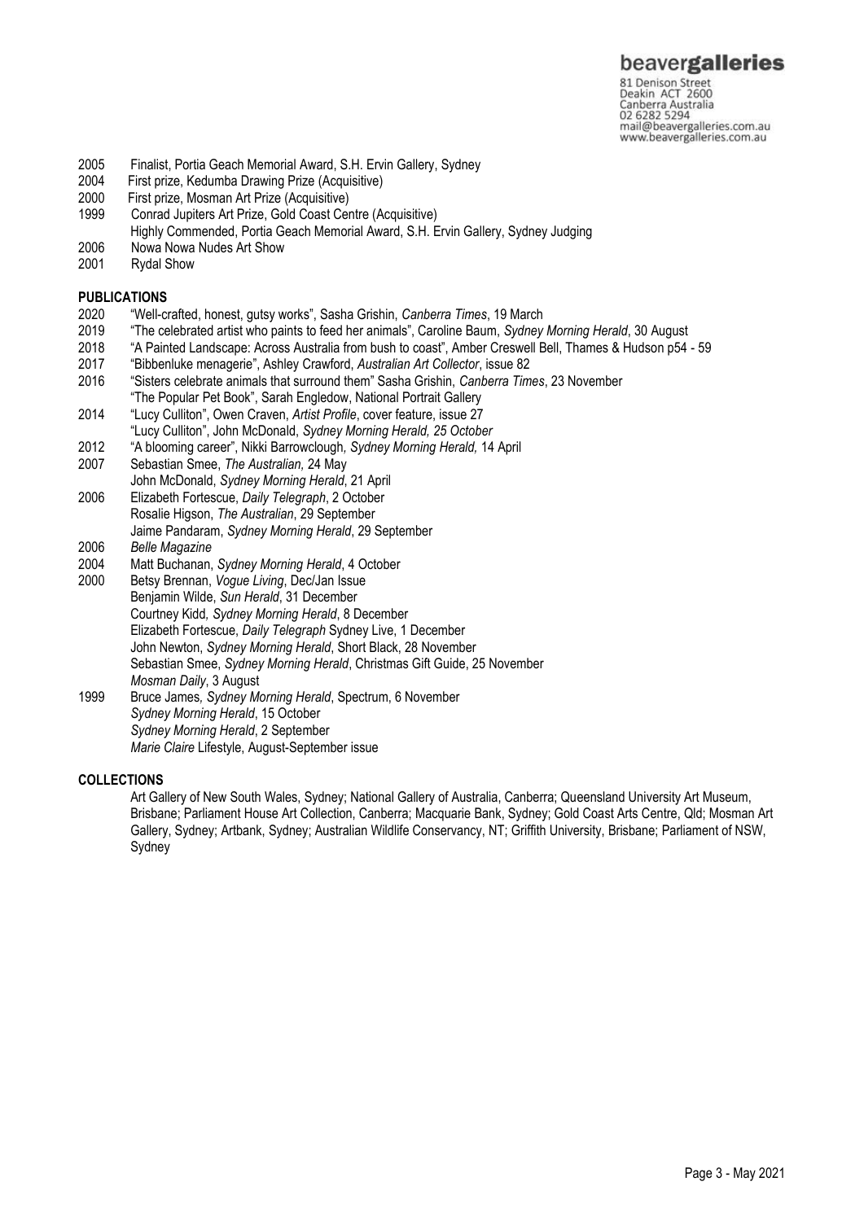2005 Finalist, Portia Geach Memorial Award, S.H. Ervin Gallery, Sydney
2004 First prize, Kedumba Drawing Prize (Acquisitive)
2000 First prize, Mosman Art Prize (Acquisitive)
1999 Conrad Jupiters Art Prize, Gold Coast Centre (Acquisitive)
Highly Commended, Portia Geach Memorial Award, S.H. Ervin Gallery, Sydney Judging
2006 Nowa Nowa Nudes Art Show
2001 Rydal Show

**PUBLICATIONS**

2020 "Well-crafted, honest, gutsy works", Sasha Grishin, *Canberra Times*, 19 March
2019 "The celebrated artist who paints to feed her animals", Caroline Baum, *Sydney Morning Herald*, 30 August
2018 "A Painted Landscape: Across Australia from bush to coast", Amber Creswell Bell, Thames & Hudson p54 - 59
2017 "Bibbenluke menagerie", Ashley Crawford, *Australian Art Collector*, issue 82
2016 "Sisters celebrate animals that surround them" Sasha Grishin, *Canberra Times*, 23 November
"The Popular Pet Book", Sarah Engledow, National Portrait Gallery
2014 "Lucy Culliton", Owen Craven, *Artist Profile*, cover feature, issue 27
"Lucy Culliton", John McDonald, *Sydney Morning Herald, 25 October*
2012 "A blooming career", Nikki Barrowclough, *Sydney Morning Herald,* 14 April
2007 Sebastian Smee, *The Australian,* 24 May
John McDonald, *Sydney Morning Herald*, 21 April
2006 Elizabeth Fortescue, *Daily Telegraph*, 2 October
Rosalie Higson, *The Australian*, 29 September
Jaime Pandaram, *Sydney Morning Herald*, 29 September
2006 *Belle Magazine*
2004 Matt Buchanan, *Sydney Morning Herald*, 4 October
2000 Betsy Brennan, *Vogue Living*, Dec/Jan Issue
Benjamin Wilde, *Sun Herald*, 31 December
Courtney Kidd*, Sydney Morning Herald*, 8 December
Elizabeth Fortescue, *Daily Telegraph* Sydney Live, 1 December
John Newton, *Sydney Morning Herald*, Short Black, 28 November
Sebastian Smee, *Sydney Morning Herald*, Christmas Gift Guide, 25 November
*Mosman Daily*, 3 August
1999 Bruce James*, Sydney Morning Herald*, Spectrum, 6 November
*Sydney Morning Herald*, 15 October
*Sydney Morning Herald*, 2 September
*Marie Claire* Lifestyle, August-September issue

**COLLECTIONS**

Art Gallery of New South Wales, Sydney; National Gallery of Australia, Canberra; Queensland University Art Museum, Brisbane; Parliament House Art Collection, Canberra; Macquarie Bank, Sydney; Gold Coast Arts Centre, Qld; Mosman Art Gallery, Sydney; Artbank, Sydney; Australian Wildlife Conservancy, NT; Griffith University, Brisbane; Parliament of NSW, Sydney